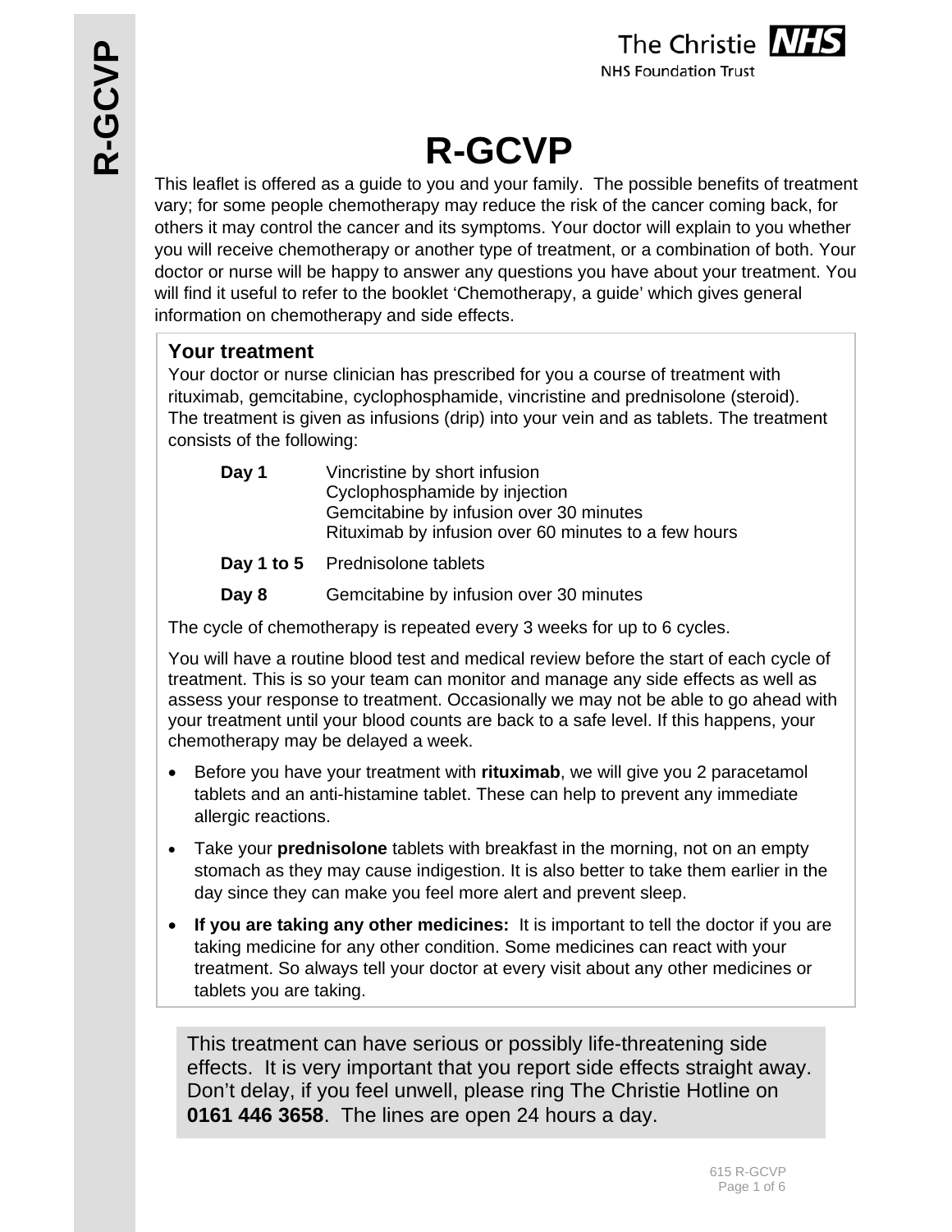# R-GCVP

This leaflet is offered as a guide to you and your family. The possible benefits of treatment vary; for some people chemotherapy may reduce the risk of the cancer coming back, for others it may control the cancer and its symptoms. Your doctor will explain to you whether you will receive chemotherapy or another type of treatment, or a combination of both. Your doctor or nurse will be happy to answer any questions you have about your treatment. You will find it useful to refer to the booklet 'Chemotherapy, a guide' which gives general information on chemotherapy and side effects.

## Your treatment

Your doctor or nurse clinician has prescribed for you a course of treatment with rituximab, gemcitabine, cyclophosphamide, vincristine and prednisolone (steroid). The treatment is given as infusions (drip) into your vein and as tablets. The treatment consists of the following:

| | |
|---|---|
| **Day 1** | Vincristine by short infusion<br>Cyclophosphamide by injection<br>Gemcitabine by infusion over 30 minutes<br>Rituximab by infusion over 60 minutes to a few hours |
| **Day 1 to 5** | Prednisolone tablets |
| **Day 8** | Gemcitabine by infusion over 30 minutes |

The cycle of chemotherapy is repeated every 3 weeks for up to 6 cycles.

You will have a routine blood test and medical review before the start of each cycle of treatment. This is so your team can monitor and manage any side effects as well as assess your response to treatment. Occasionally we may not be able to go ahead with your treatment until your blood counts are back to a safe level. If this happens, your chemotherapy may be delayed a week.

- Before you have your treatment with **rituximab**, we will give you 2 paracetamol tablets and an anti-histamine tablet. These can help to prevent any immediate allergic reactions.
- Take your **prednisolone** tablets with breakfast in the morning, not on an empty stomach as they may cause indigestion. It is also better to take them earlier in the day since they can make you feel more alert and prevent sleep.
- **If you are taking any other medicines:** It is important to tell the doctor if you are taking medicine for any other condition. Some medicines can react with your treatment. So always tell your doctor at every visit about any other medicines or tablets you are taking.

This treatment can have serious or possibly life-threatening side effects. It is very important that you report side effects straight away. Don't delay, if you feel unwell, please ring The Christie Hotline on **0161 446 3658**. The lines are open 24 hours a day.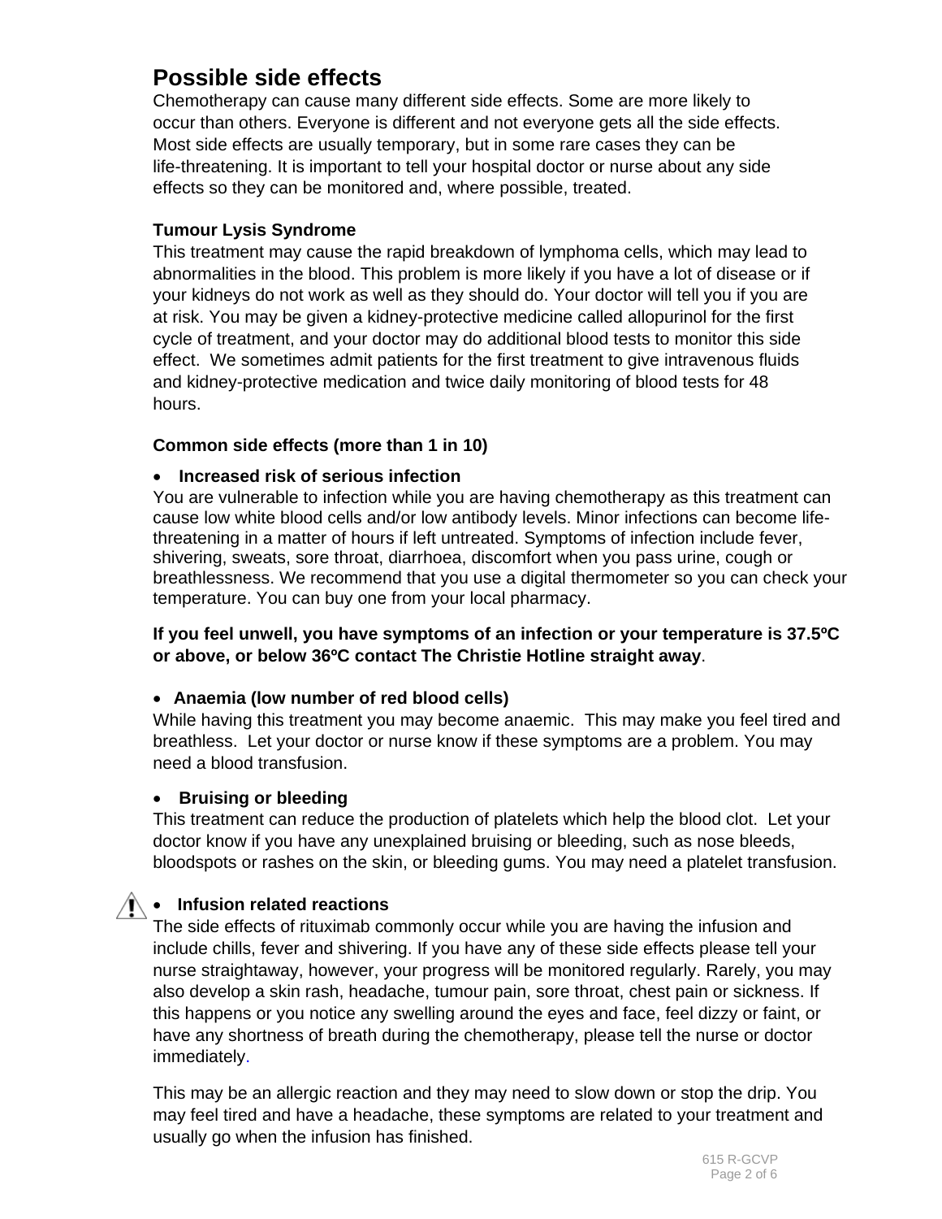## Possible side effects

Chemotherapy can cause many different side effects. Some are more likely to occur than others. Everyone is different and not everyone gets all the side effects. Most side effects are usually temporary, but in some rare cases they can be life-threatening. It is important to tell your hospital doctor or nurse about any side effects so they can be monitored and, where possible, treated.

**Tumour Lysis Syndrome**

This treatment may cause the rapid breakdown of lymphoma cells, which may lead to abnormalities in the blood. This problem is more likely if you have a lot of disease or if your kidneys do not work as well as they should do. Your doctor will tell you if you are at risk. You may be given a kidney-protective medicine called allopurinol for the first cycle of treatment, and your doctor may do additional blood tests to monitor this side effect. We sometimes admit patients for the first treatment to give intravenous fluids and kidney-protective medication and twice daily monitoring of blood tests for 48 hours.

**Common side effects (more than 1 in 10)**

- **Increased risk of serious infection**

You are vulnerable to infection while you are having chemotherapy as this treatment can cause low white blood cells and/or low antibody levels. Minor infections can become life-threatening in a matter of hours if left untreated. Symptoms of infection include fever, shivering, sweats, sore throat, diarrhoea, discomfort when you pass urine, cough or breathlessness. We recommend that you use a digital thermometer so you can check your temperature. You can buy one from your local pharmacy.

**If you feel unwell, you have symptoms of an infection or your temperature is 37.5ºC or above, or below 36ºC contact The Christie Hotline straight away**.

- **Anaemia (low number of red blood cells)**

While having this treatment you may become anaemic. This may make you feel tired and breathless. Let your doctor or nurse know if these symptoms are a problem. You may need a blood transfusion.

- **Bruising or bleeding**

This treatment can reduce the production of platelets which help the blood clot. Let your doctor know if you have any unexplained bruising or bleeding, such as nose bleeds, bloodspots or rashes on the skin, or bleeding gums. You may need a platelet transfusion.

- **Infusion related reactions**

The side effects of rituximab commonly occur while you are having the infusion and include chills, fever and shivering. If you have any of these side effects please tell your nurse straightaway, however, your progress will be monitored regularly. Rarely, you may also develop a skin rash, headache, tumour pain, sore throat, chest pain or sickness. If this happens or you notice any swelling around the eyes and face, feel dizzy or faint, or have any shortness of breath during the chemotherapy, please tell the nurse or doctor immediately.

This may be an allergic reaction and they may need to slow down or stop the drip. You may feel tired and have a headache, these symptoms are related to your treatment and usually go when the infusion has finished.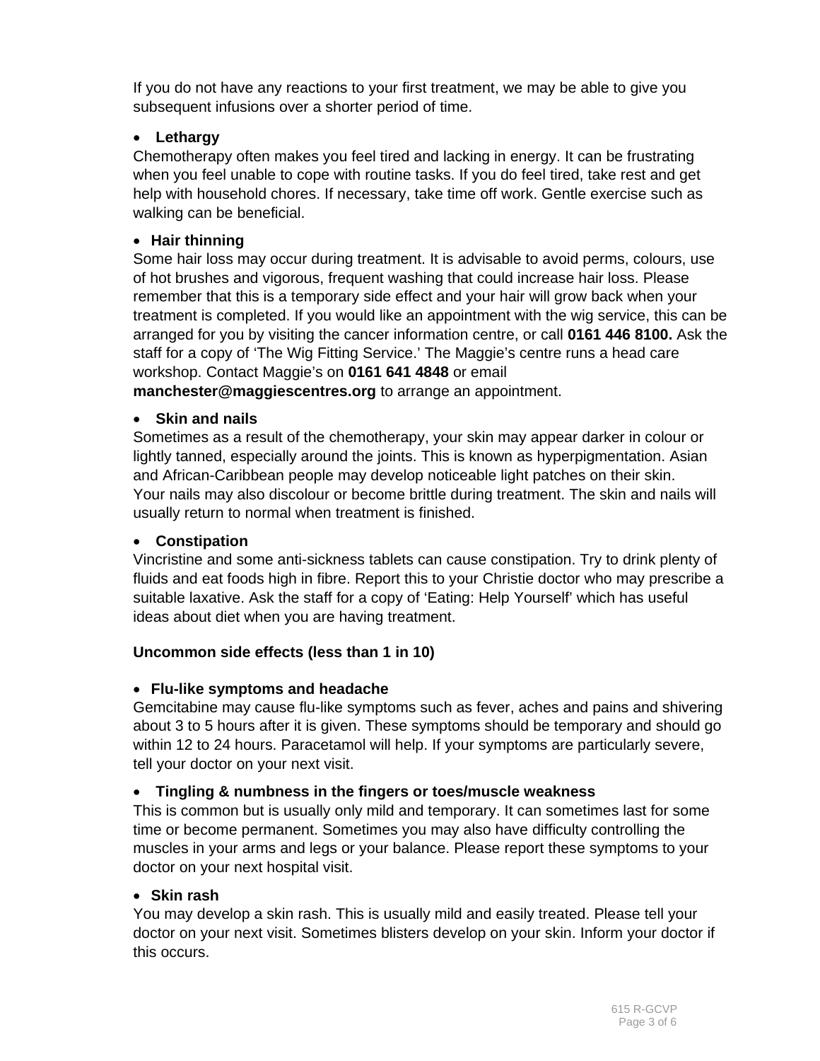If you do not have any reactions to your first treatment, we may be able to give you subsequent infusions over a shorter period of time.

- **Lethargy**

Chemotherapy often makes you feel tired and lacking in energy. It can be frustrating when you feel unable to cope with routine tasks. If you do feel tired, take rest and get help with household chores. If necessary, take time off work. Gentle exercise such as walking can be beneficial.

- **Hair thinning**

Some hair loss may occur during treatment. It is advisable to avoid perms, colours, use of hot brushes and vigorous, frequent washing that could increase hair loss. Please remember that this is a temporary side effect and your hair will grow back when your treatment is completed. If you would like an appointment with the wig service, this can be arranged for you by visiting the cancer information centre, or call **0161 446 8100.** Ask the staff for a copy of 'The Wig Fitting Service.' The Maggie's centre runs a head care workshop. Contact Maggie's on **0161 641 4848** or email **manchester@maggiescentres.org** to arrange an appointment.

- **Skin and nails**

Sometimes as a result of the chemotherapy, your skin may appear darker in colour or lightly tanned, especially around the joints. This is known as hyperpigmentation. Asian and African-Caribbean people may develop noticeable light patches on their skin. Your nails may also discolour or become brittle during treatment. The skin and nails will usually return to normal when treatment is finished.

- **Constipation**

Vincristine and some anti-sickness tablets can cause constipation. Try to drink plenty of fluids and eat foods high in fibre. Report this to your Christie doctor who may prescribe a suitable laxative. Ask the staff for a copy of 'Eating: Help Yourself' which has useful ideas about diet when you are having treatment.

**Uncommon side effects (less than 1 in 10)**

- **Flu-like symptoms and headache**

Gemcitabine may cause flu-like symptoms such as fever, aches and pains and shivering about 3 to 5 hours after it is given. These symptoms should be temporary and should go within 12 to 24 hours. Paracetamol will help. If your symptoms are particularly severe, tell your doctor on your next visit.

- **Tingling & numbness in the fingers or toes/muscle weakness**

This is common but is usually only mild and temporary. It can sometimes last for some time or become permanent. Sometimes you may also have difficulty controlling the muscles in your arms and legs or your balance. Please report these symptoms to your doctor on your next hospital visit.

- **Skin rash**

You may develop a skin rash. This is usually mild and easily treated. Please tell your doctor on your next visit. Sometimes blisters develop on your skin. Inform your doctor if this occurs.

615 R-GCVP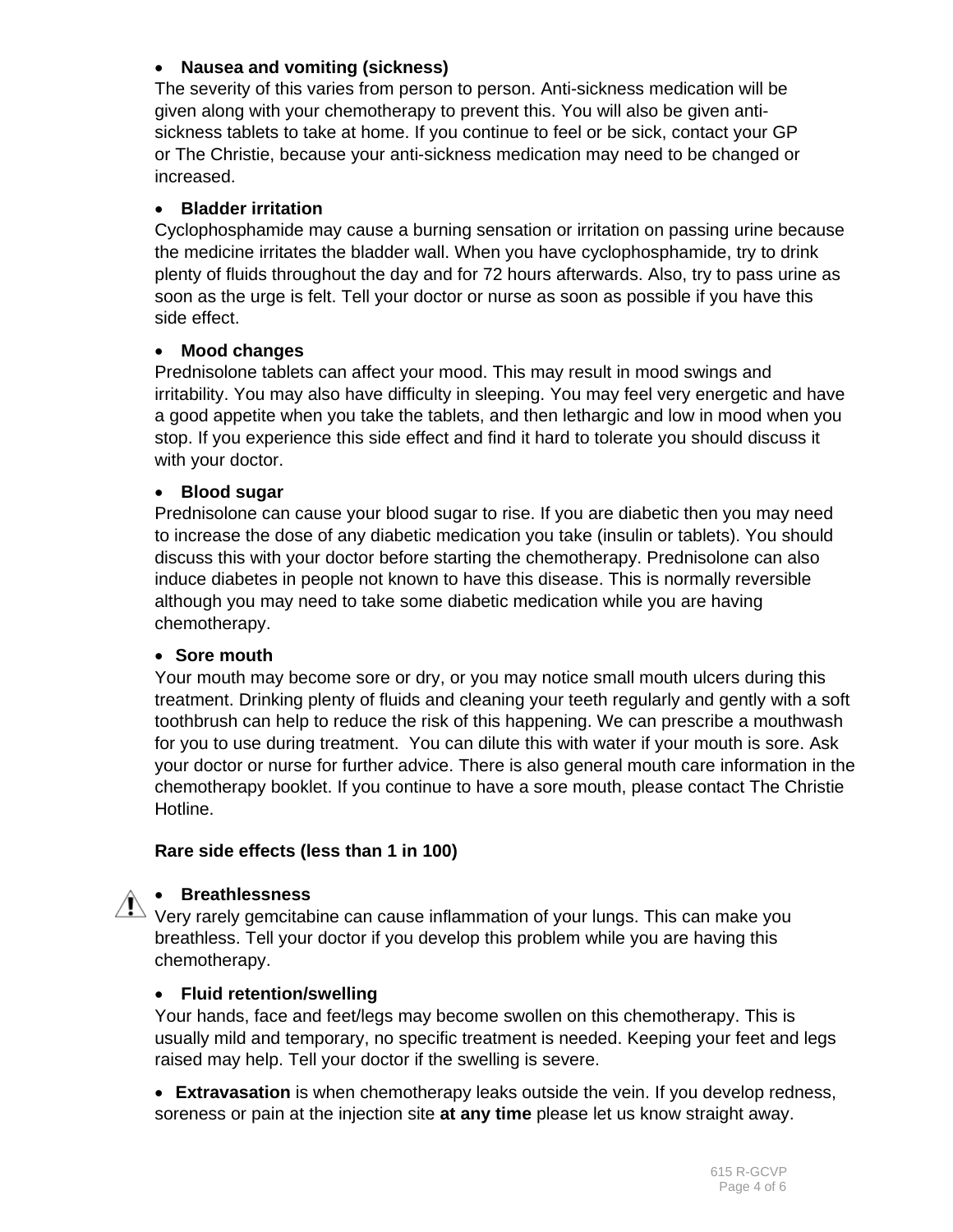- **Nausea and vomiting (sickness)**

The severity of this varies from person to person. Anti-sickness medication will be given along with your chemotherapy to prevent this. You will also be given anti-sickness tablets to take at home. If you continue to feel or be sick, contact your GP or The Christie, because your anti-sickness medication may need to be changed or increased.

- **Bladder irritation**

Cyclophosphamide may cause a burning sensation or irritation on passing urine because the medicine irritates the bladder wall. When you have cyclophosphamide, try to drink plenty of fluids throughout the day and for 72 hours afterwards. Also, try to pass urine as soon as the urge is felt. Tell your doctor or nurse as soon as possible if you have this side effect.

- **Mood changes**

Prednisolone tablets can affect your mood. This may result in mood swings and irritability. You may also have difficulty in sleeping. You may feel very energetic and have a good appetite when you take the tablets, and then lethargic and low in mood when you stop. If you experience this side effect and find it hard to tolerate you should discuss it with your doctor.

- **Blood sugar**

Prednisolone can cause your blood sugar to rise. If you are diabetic then you may need to increase the dose of any diabetic medication you take (insulin or tablets). You should discuss this with your doctor before starting the chemotherapy. Prednisolone can also induce diabetes in people not known to have this disease. This is normally reversible although you may need to take some diabetic medication while you are having chemotherapy.

- **Sore mouth**

Your mouth may become sore or dry, or you may notice small mouth ulcers during this treatment. Drinking plenty of fluids and cleaning your teeth regularly and gently with a soft toothbrush can help to reduce the risk of this happening. We can prescribe a mouthwash for you to use during treatment. You can dilute this with water if your mouth is sore. Ask your doctor or nurse for further advice. There is also general mouth care information in the chemotherapy booklet. If you continue to have a sore mouth, please contact The Christie Hotline.

**Rare side effects (less than 1 in 100)**

- **Breathlessness**

Very rarely gemcitabine can cause inflammation of your lungs. This can make you breathless. Tell your doctor if you develop this problem while you are having this chemotherapy.

- **Fluid retention/swelling**

Your hands, face and feet/legs may become swollen on this chemotherapy. This is usually mild and temporary, no specific treatment is needed. Keeping your feet and legs raised may help. Tell your doctor if the swelling is severe.

- **Extravasation** is when chemotherapy leaks outside the vein. If you develop redness, soreness or pain at the injection site **at any time** please let us know straight away.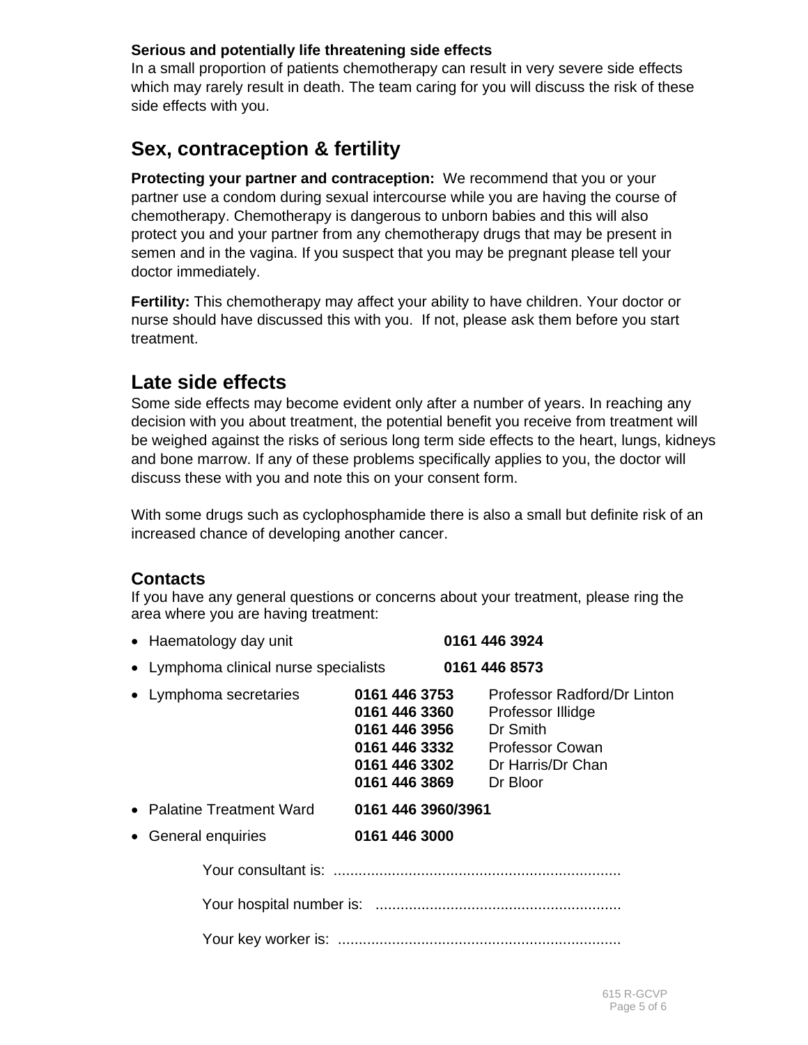**Serious and potentially life threatening side effects**

In a small proportion of patients chemotherapy can result in very severe side effects which may rarely result in death. The team caring for you will discuss the risk of these side effects with you.

## Sex, contraception & fertility

**Protecting your partner and contraception:** We recommend that you or your partner use a condom during sexual intercourse while you are having the course of chemotherapy. Chemotherapy is dangerous to unborn babies and this will also protect you and your partner from any chemotherapy drugs that may be present in semen and in the vagina. If you suspect that you may be pregnant please tell your doctor immediately.

**Fertility:** This chemotherapy may affect your ability to have children. Your doctor or nurse should have discussed this with you. If not, please ask them before you start treatment.

## Late side effects

Some side effects may become evident only after a number of years. In reaching any decision with you about treatment, the potential benefit you receive from treatment will be weighed against the risks of serious long term side effects to the heart, lungs, kidneys and bone marrow. If any of these problems specifically applies to you, the doctor will discuss these with you and note this on your consent form.

With some drugs such as cyclophosphamide there is also a small but definite risk of an increased chance of developing another cancer.

### Contacts

If you have any general questions or concerns about your treatment, please ring the area where you are having treatment:

- Haematology day unit **0161 446 3924**
- Lymphoma clinical nurse specialists **0161 446 8573**
- Lymphoma secretaries
  - **0161 446 3753** Professor Radford/Dr Linton
  - **0161 446 3360** Professor Illidge
  - **0161 446 3956** Dr Smith
  - **0161 446 3332** Professor Cowan
  - **0161 446 3302** Dr Harris/Dr Chan
  - **0161 446 3869** Dr Bloor
- Palatine Treatment Ward **0161 446 3960/3961**
- General enquiries **0161 446 3000**

Your consultant is: ....................................................................

Your hospital number is: ..........................................................

Your key worker is: ...................................................................

615 R-GCVP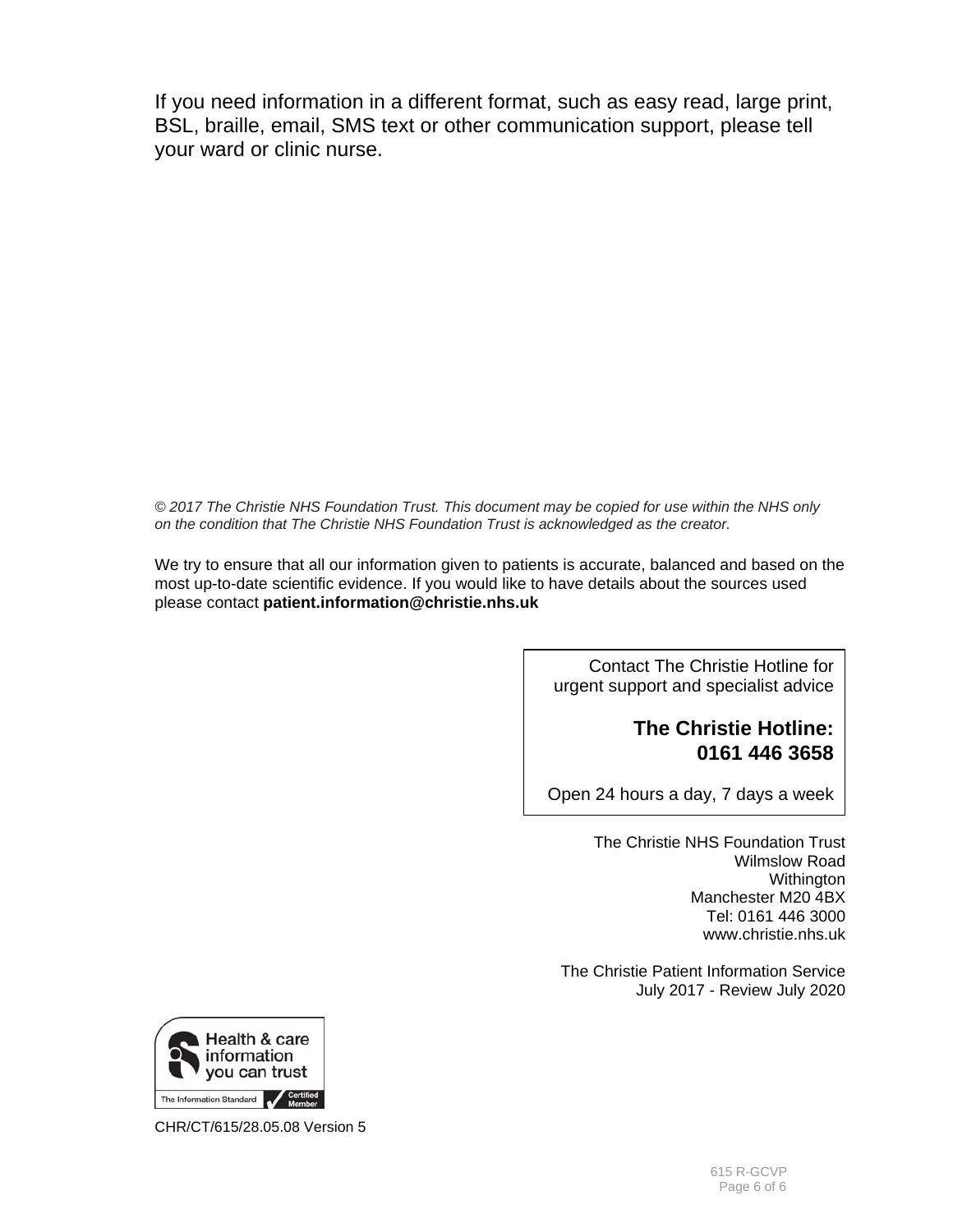If you need information in a different format, such as easy read, large print, BSL, braille, email, SMS text or other communication support, please tell your ward or clinic nurse.

*© 2017 The Christie NHS Foundation Trust. This document may be copied for use within the NHS only on the condition that The Christie NHS Foundation Trust is acknowledged as the creator.*

We try to ensure that all our information given to patients is accurate, balanced and based on the most up-to-date scientific evidence. If you would like to have details about the sources used please contact **patient.information@christie.nhs.uk**

Contact The Christie Hotline for urgent support and specialist advice

**The Christie Hotline: 0161 446 3658**

Open 24 hours a day, 7 days a week

The Christie NHS Foundation Trust
Wilmslow Road
Withington
Manchester M20 4BX
Tel: 0161 446 3000
www.christie.nhs.uk

The Christie Patient Information Service
July 2017 - Review July 2020

Health & care information you can trust
The Information Standard Certified Member

CHR/CT/615/28.05.08 Version 5

615 R-GCVP